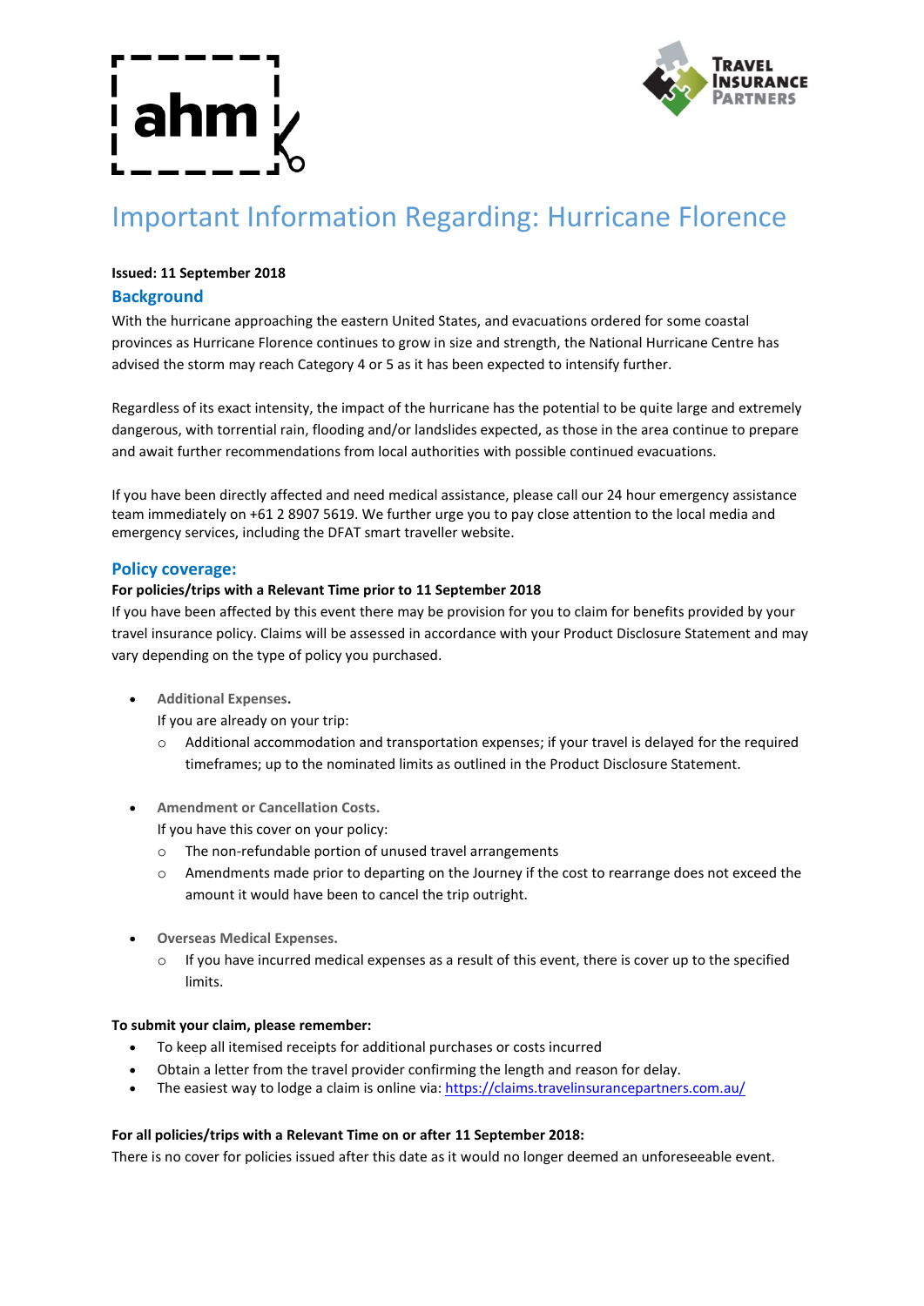# Important Information Regarding: Hurricane Florence

**Issued: 11 September 2018**

## Background

With the hurricane approaching the eastern United States, and evacuations ordered for some coastal provinces as Hurricane Florence continues to grow in size and strength, the National Hurricane Centre has advised the storm may reach Category 4 or 5 as it has been expected to intensify further.

Regardless of its exact intensity, the impact of the hurricane has the potential to be quite large and extremely dangerous, with torrential rain, flooding and/or landslides expected, as those in the area continue to prepare and await further recommendations from local authorities with possible continued evacuations.

If you have been directly affected and need medical assistance, please call our 24 hour emergency assistance team immediately on +61 2 8907 5619. We further urge you to pay close attention to the local media and emergency services, including the DFAT smart traveller website.

## Policy coverage:

**For policies/trips with a Relevant Time prior to 11 September 2018**

If you have been affected by this event there may be provision for you to claim for benefits provided by your travel insurance policy. Claims will be assessed in accordance with your Product Disclosure Statement and may vary depending on the type of policy you purchased.

- **Additional Expenses.**
  If you are already on your trip:
  - Additional accommodation and transportation expenses; if your travel is delayed for the required timeframes; up to the nominated limits as outlined in the Product Disclosure Statement.
- **Amendment or Cancellation Costs.**
  If you have this cover on your policy:
  - The non-refundable portion of unused travel arrangements
  - Amendments made prior to departing on the Journey if the cost to rearrange does not exceed the amount it would have been to cancel the trip outright.
- **Overseas Medical Expenses.**
  - If you have incurred medical expenses as a result of this event, there is cover up to the specified limits.

**To submit your claim, please remember:**

- To keep all itemised receipts for additional purchases or costs incurred
- Obtain a letter from the travel provider confirming the length and reason for delay.
- The easiest way to lodge a claim is online via: https://claims.travelinsurancepartners.com.au/

**For all policies/trips with a Relevant Time on or after 11 September 2018:**

There is no cover for policies issued after this date as it would no longer deemed an unforeseeable event.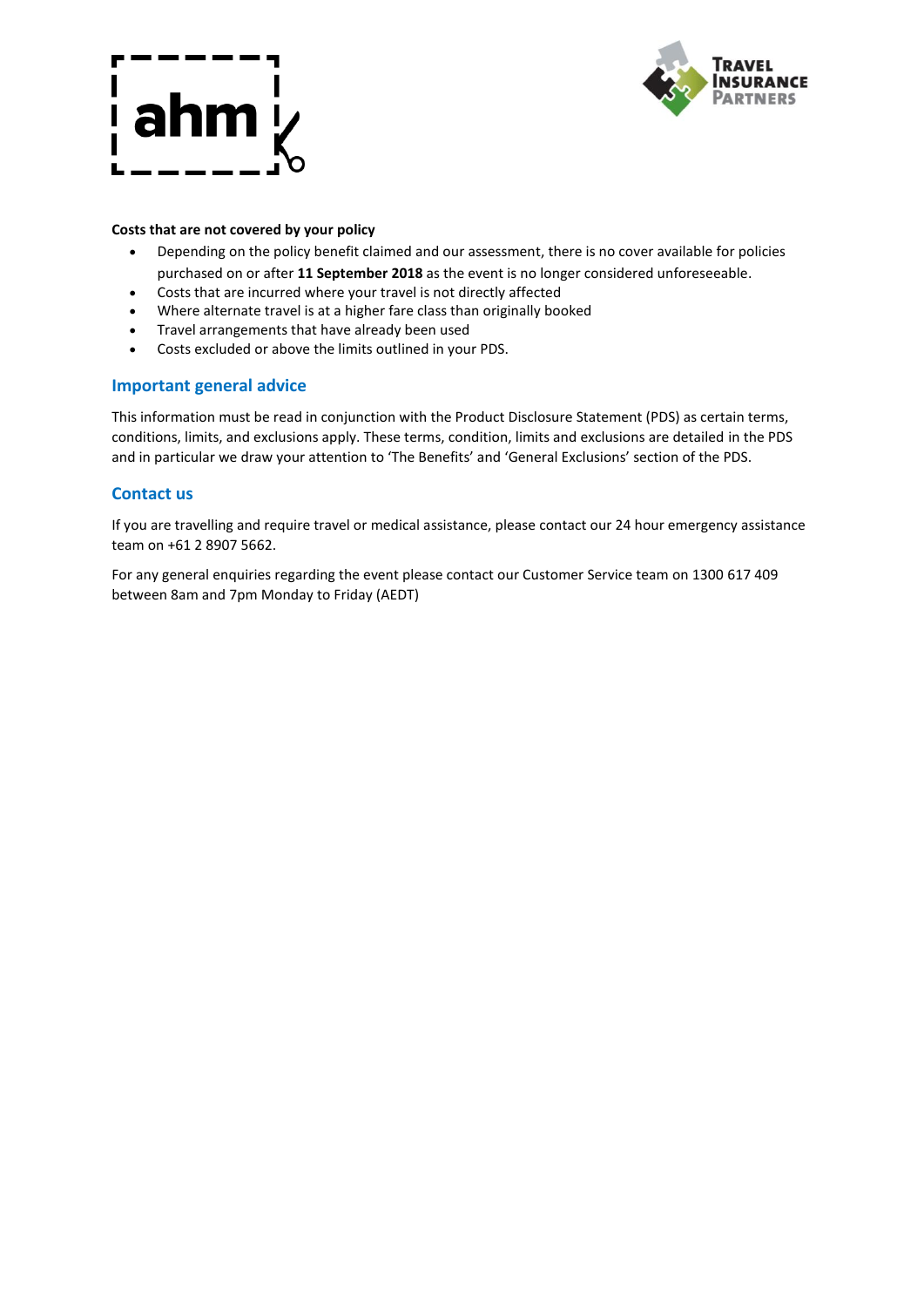**Costs that are not covered by your policy**

- Depending on the policy benefit claimed and our assessment, there is no cover available for policies purchased on or after **11 September 2018** as the event is no longer considered unforeseeable.
- Costs that are incurred where your travel is not directly affected
- Where alternate travel is at a higher fare class than originally booked
- Travel arrangements that have already been used
- Costs excluded or above the limits outlined in your PDS.

## Important general advice

This information must be read in conjunction with the Product Disclosure Statement (PDS) as certain terms, conditions, limits, and exclusions apply. These terms, condition, limits and exclusions are detailed in the PDS and in particular we draw your attention to 'The Benefits' and 'General Exclusions' section of the PDS.

## Contact us

If you are travelling and require travel or medical assistance, please contact our 24 hour emergency assistance team on +61 2 8907 5662.

For any general enquiries regarding the event please contact our Customer Service team on 1300 617 409 between 8am and 7pm Monday to Friday (AEDT)